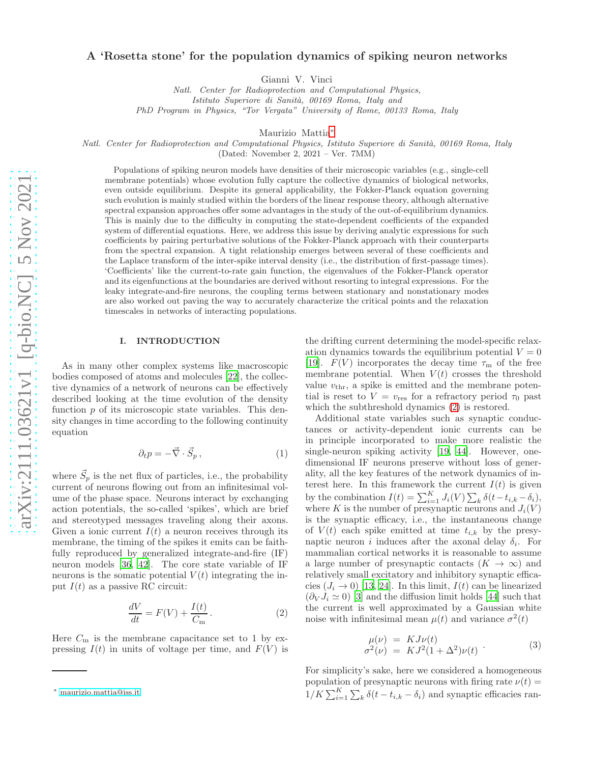# A 'Rosetta stone' for the population dynamics of spiking neuron networks

Gianni V. Vinci

*Natl. Center for Radioprotection and Computational Physics, Istituto Superiore di Sanità, 00169 Roma, Italy and PhD Program in Physics, "Tor Vergata" University of Rome, 00133 Roma, Italy*

Maurizio Mattia[*]

*Natl. Center for Radioprotection and Computational Physics, Istituto Superiore di Sanità, 00169 Roma, Italy*

(Dated: November 2, 2021 – Ver. 7MM)

Populations of spiking neuron models have densities of their microscopic variables (e.g., single-cell membrane potentials) whose evolution fully capture the collective dynamics of biological networks, even outside equilibrium. Despite its general applicability, the Fokker-Planck equation governing such evolution is mainly studied within the borders of the linear response theory, although alternative spectral expansion approaches offer some advantages in the study of the out-of-equilibrium dynamics. This is mainly due to the difficulty in computing the state-dependent coefficients of the expanded system of differential equations. Here, we address this issue by deriving analytic expressions for such coefficients by pairing perturbative solutions of the Fokker-Planck approach with their counterparts from the spectral expansion. A tight relationship emerges between several of these coefficients and the Laplace transform of the inter-spike interval density (i.e., the distribution of first-passage times). 'Coefficients' like the current-to-rate gain function, the eigenvalues of the Fokker-Planck operator and its eigenfunctions at the boundaries are derived without resorting to integral expressions. For the leaky integrate-and-fire neurons, the coupling terms between stationary and nonstationary modes are also worked out paving the way to accurately characterize the critical points and the relaxation timescales in networks of interacting populations.

## I. INTRODUCTION

As in many other complex systems like macroscopic bodies composed of atoms and molecules [22], the collective dynamics of a network of neurons can be effectively described looking at the time evolution of the density function $p$ of its microscopic state variables. This density changes in time according to the following continuity equation

$$\partial_t p = -\vec{\nabla} \cdot \vec{S}_p \,, \tag{1}$$

where $\vec{S}_p$ is the net flux of particles, i.e., the probability current of neurons flowing out from an infinitesimal volume of the phase space. Neurons interact by exchanging action potentials, the so-called 'spikes', which are brief and stereotyped messages traveling along their axons. Given a ionic current $I(t)$ a neuron receives through its membrane, the timing of the spikes it emits can be faithfully reproduced by generalized integrate-and-fire (IF) neuron models [36, 42]. The core state variable of IF neurons is the somatic potential $V(t)$ integrating the input $I(t)$ as a passive RC circuit:

$$\frac{dV}{dt} = F(V) + \frac{I(t)}{C_\mathrm{m}} \,. \tag{2}$$

Here $C_\mathrm{m}$ is the membrane capacitance set to 1 by expressing $I(t)$ in units of voltage per time, and $F(V)$ is the drifting current determining the model-specific relaxation dynamics towards the equilibrium potential $V = 0$ [19]. $F(V)$ incorporates the decay time $\tau_\mathrm{m}$ of the free membrane potential. When $V(t)$ crosses the threshold value $v_\mathrm{thr}$, a spike is emitted and the membrane potential is reset to $V = v_\mathrm{res}$ for a refractory period $\tau_0$ past which the subthreshold dynamics (2) is restored.

Additional state variables such as synaptic conductances or activity-dependent ionic currents can be in principle incorporated to make more realistic the single-neuron spiking activity [19, 44]. However, one-dimensional IF neurons preserve without loss of generality, all the key features of the network dynamics of interest here. In this framework the current $I(t)$ is given by the combination $I(t) = \sum_{i=1}^{K} J_i(V) \sum_k \delta(t - t_{i,k} - \delta_i)$, where $K$ is the number of presynaptic neurons and $J_i(V)$ is the synaptic efficacy, i.e., the instantaneous change of $V(t)$ each spike emitted at time $t_{i,k}$ by the presynaptic neuron $i$ induces after the axonal delay $\delta_i$. For mammalian cortical networks it is reasonable to assume a large number of presynaptic contacts ($K \to \infty$) and relatively small excitatory and inhibitory synaptic efficacies ($J_i \to 0$) [13, 24]. In this limit, $I(t)$ can be linearized ($\partial_V J_i \simeq 0$) [3] and the diffusion limit holds [44] such that the current is well approximated by a Gaussian white noise with infinitesimal mean $\mu(t)$ and variance $\sigma^2(t)$

$$\begin{array}{rcl} \mu(\nu) & = & KJ\nu(t) \\ \sigma^2(\nu) & = & KJ^2(1+\Delta^2)\nu(t) \end{array} . \tag{3}$$

For simplicity's sake, here we considered a homogeneous population of presynaptic neurons with firing rate $\nu(t) = 1/K \sum_{i=1}^{K} \sum_k \delta(t - t_{i,k} - \delta_i)$ and synaptic efficacies ran-

[*] maurizio.mattia@iss.it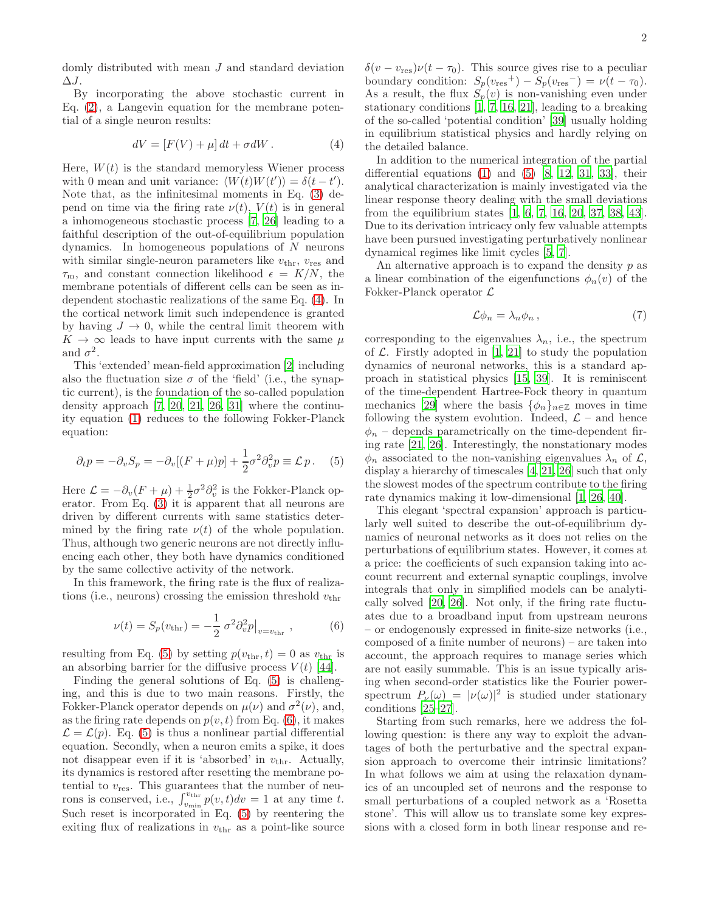domly distributed with mean $J$ and standard deviation $\Delta J$.

By incorporating the above stochastic current in Eq. (2), a Langevin equation for the membrane potential of a single neuron results:

$$dV = [F(V) + \mu]\, dt + \sigma dW\, . \tag{4}$$

Here, $W(t)$ is the standard memoryless Wiener process with 0 mean and unit variance: $\langle W(t)W(t')\rangle = \delta(t-t')$. Note that, as the infinitesimal moments in Eq. (3) depend on time via the firing rate $\nu(t)$, $V(t)$ is in general a inhomogeneous stochastic process [7, 26] leading to a faithful description of the out-of-equilibrium population dynamics. In homogeneous populations of $N$ neurons with similar single-neuron parameters like $v_{\mathrm{thr}}$, $v_{\mathrm{res}}$ and $\tau_{\mathrm{m}}$, and constant connection likelihood $\epsilon = K/N$, the membrane potentials of different cells can be seen as independent stochastic realizations of the same Eq. (4). In the cortical network limit such independence is granted by having $J \to 0$, while the central limit theorem with $K \to \infty$ leads to have input currents with the same $\mu$ and $\sigma^2$.

This 'extended' mean-field approximation [2] including also the fluctuation size $\sigma$ of the 'field' (i.e., the synaptic current), is the foundation of the so-called population density approach [7, 20, 21, 26, 31] where the continuity equation (1) reduces to the following Fokker-Planck equation:

$$\partial_t p = -\partial_v S_p = -\partial_v[(F+\mu)p] + \frac{1}{2}\sigma^2\partial_v^2 p \equiv \mathcal{L}\, p\, . \tag{5}$$

Here $\mathcal{L} = -\partial_v(F+\mu) + \frac{1}{2}\sigma^2\partial_v^2$ is the Fokker-Planck operator. From Eq. (3) it is apparent that all neurons are driven by different currents with same statistics determined by the firing rate $\nu(t)$ of the whole population. Thus, although two generic neurons are not directly influencing each other, they both have dynamics conditioned by the same collective activity of the network.

In this framework, the firing rate is the flux of realizations (i.e., neurons) crossing the emission threshold $v_{\mathrm{thr}}$

$$\nu(t) = S_p(v_{\mathrm{thr}}) = -\frac{1}{2}\, \sigma^2\partial_v^2 p\big|_{v=v_{\mathrm{thr}}}\, , \tag{6}$$

resulting from Eq. (5) by setting $p(v_{\mathrm{thr}}, t) = 0$ as $v_{\mathrm{thr}}$ is an absorbing barrier for the diffusive process $V(t)$ [44].

Finding the general solutions of Eq. (5) is challenging, and this is due to two main reasons. Firstly, the Fokker-Planck operator depends on $\mu(\nu)$ and $\sigma^2(\nu)$, and, as the firing rate depends on $p(v,t)$ from Eq. (6), it makes $\mathcal{L} = \mathcal{L}(p)$. Eq. (5) is thus a nonlinear partial differential equation. Secondly, when a neuron emits a spike, it does not disappear even if it is 'absorbed' in $v_{\mathrm{thr}}$. Actually, its dynamics is restored after resetting the membrane potential to $v_{\mathrm{res}}$. This guarantees that the number of neurons is conserved, i.e., $\int_{v_{\mathrm{min}}}^{v_{\mathrm{thr}}} p(v,t)dv = 1$ at any time $t$. Such reset is incorporated in Eq. (5) by reentering the exiting flux of realizations in $v_{\mathrm{thr}}$ as a point-like source $\delta(v - v_{\mathrm{res}})\nu(t-\tau_0)$. This source gives rise to a peculiar boundary condition: $S_p({v_{\mathrm{res}}}^+) - S_p({v_{\mathrm{res}}}^-) = \nu(t-\tau_0)$. As a result, the flux $S_p(v)$ is non-vanishing even under stationary conditions [1, 7, 16, 21], leading to a breaking of the so-called 'potential condition' [39] usually holding in equilibrium statistical physics and hardly relying on the detailed balance.

In addition to the numerical integration of the partial differential equations (1) and (5) [8, 12, 31, 33], their analytical characterization is mainly investigated via the linear response theory dealing with the small deviations from the equilibrium states [1, 6, 7, 16, 20, 37, 38, 43]. Due to its derivation intricacy only few valuable attempts have been pursued investigating perturbatively nonlinear dynamical regimes like limit cycles [5, 7].

An alternative approach is to expand the density $p$ as a linear combination of the eigenfunctions $\phi_n(v)$ of the Fokker-Planck operator $\mathcal{L}$

$$\mathcal{L}\phi_n = \lambda_n\phi_n\, , \tag{7}$$

corresponding to the eigenvalues $\lambda_n$, i.e., the spectrum of $\mathcal{L}$. Firstly adopted in [1, 21] to study the population dynamics of neuronal networks, this is a standard approach in statistical physics [15, 39]. It is reminiscent of the time-dependent Hartree-Fock theory in quantum mechanics [29] where the basis $\{\phi_n\}_{n\in\mathbb{Z}}$ moves in time following the system evolution. Indeed, $\mathcal{L}$ – and hence $\phi_n$ – depends parametrically on the time-dependent firing rate [21, 26]. Interestingly, the nonstationary modes $\phi_n$ associated to the non-vanishing eigenvalues $\lambda_n$ of $\mathcal{L}$, display a hierarchy of timescales [4, 21, 26] such that only the slowest modes of the spectrum contribute to the firing rate dynamics making it low-dimensional [1, 26, 40].

This elegant 'spectral expansion' approach is particularly well suited to describe the out-of-equilibrium dynamics of neuronal networks as it does not relies on the perturbations of equilibrium states. However, it comes at a price: the coefficients of such expansion taking into account recurrent and external synaptic couplings, involve integrals that only in simplified models can be analytically solved [20, 26]. Not only, if the firing rate fluctuates due to a broadband input from upstream neurons – or endogenously expressed in finite-size networks (i.e., composed of a finite number of neurons) – are taken into account, the approach requires to manage series which are not easily summable. This is an issue typically arising when second-order statistics like the Fourier power-spectrum $P_\nu(\omega) = |\nu(\omega)|^2$ is studied under stationary conditions [25–27].

Starting from such remarks, here we address the following question: is there any way to exploit the advantages of both the perturbative and the spectral expansion approach to overcome their intrinsic limitations? In what follows we aim at using the relaxation dynamics of an uncoupled set of neurons and the response to small perturbations of a coupled network as a 'Rosetta stone'. This will allow us to translate some key expressions with a closed form in both linear response and re-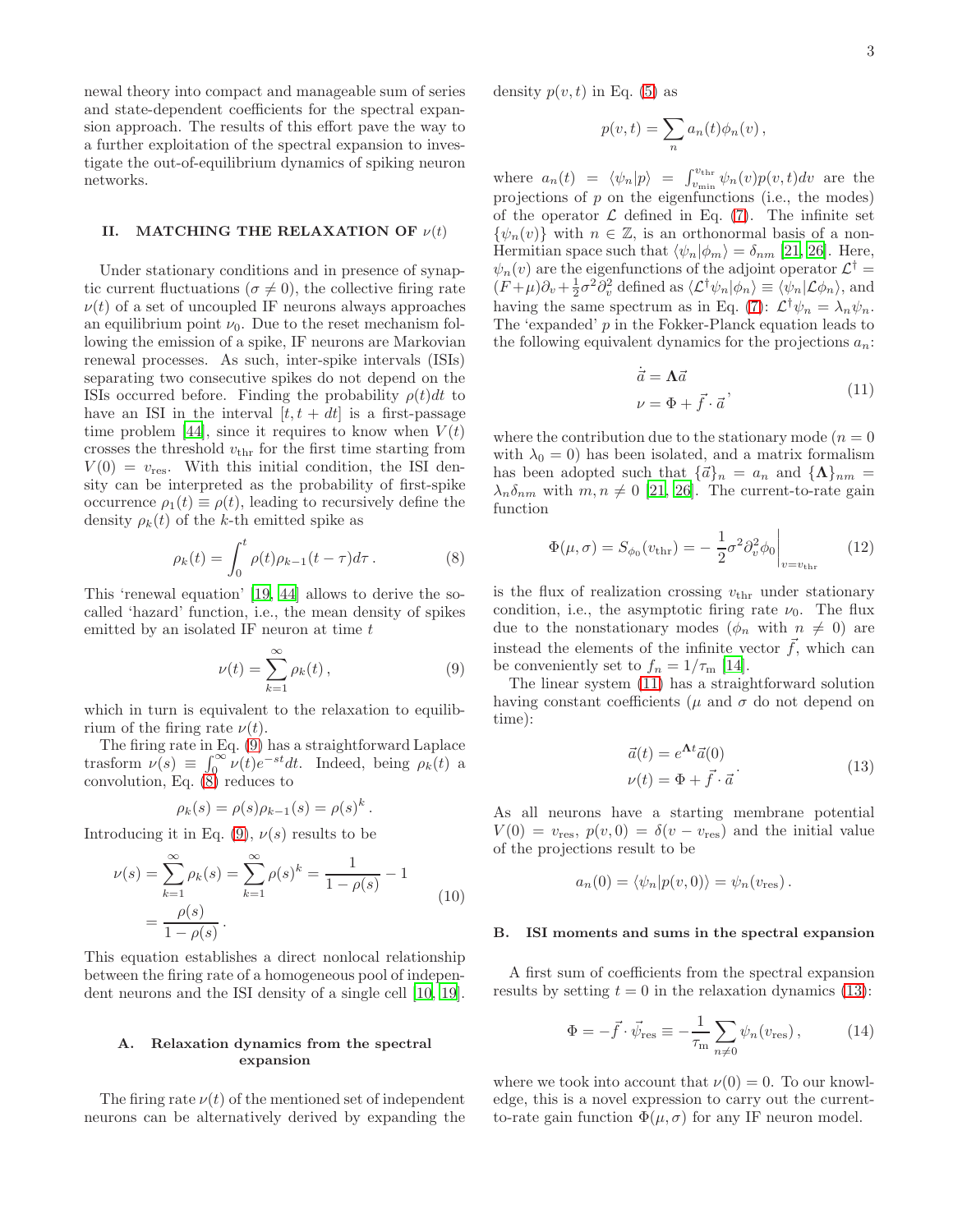newal theory into compact and manageable sum of series and state-dependent coefficients for the spectral expansion approach. The results of this effort pave the way to a further exploitation of the spectral expansion to investigate the out-of-equilibrium dynamics of spiking neuron networks.

## II. MATCHING THE RELAXATION OF $\nu(t)$

Under stationary conditions and in presence of synaptic current fluctuations ($\sigma \neq 0$), the collective firing rate $\nu(t)$ of a set of uncoupled IF neurons always approaches an equilibrium point $\nu_0$. Due to the reset mechanism following the emission of a spike, IF neurons are Markovian renewal processes. As such, inter-spike intervals (ISIs) separating two consecutive spikes do not depend on the ISIs occurred before. Finding the probability $\rho(t)dt$ to have an ISI in the interval $[t, t+dt]$ is a first-passage time problem [44], since it requires to know when $V(t)$ crosses the threshold $v_{\rm thr}$ for the first time starting from $V(0) = v_{\rm res}$. With this initial condition, the ISI density can be interpreted as the probability of first-spike occurrence $\rho_1(t) \equiv \rho(t)$, leading to recursively define the density $\rho_k(t)$ of the $k$-th emitted spike as

$$\rho_k(t) = \int_0^t \rho(t)\rho_{k-1}(t-\tau)d\tau\,. \tag{8}$$

This 'renewal equation' [19, 44] allows to derive the so-called 'hazard' function, i.e., the mean density of spikes emitted by an isolated IF neuron at time $t$

$$\nu(t) = \sum_{k=1}^{\infty} \rho_k(t)\,, \tag{9}$$

which in turn is equivalent to the relaxation to equilibrium of the firing rate $\nu(t)$.

The firing rate in Eq. (9) has a straightforward Laplace trasform $\nu(s) \equiv \int_0^\infty \nu(t)e^{-st}dt$. Indeed, being $\rho_k(t)$ a convolution, Eq. (8) reduces to

$$\rho_k(s) = \rho(s)\rho_{k-1}(s) = \rho(s)^k\,.$$

Introducing it in Eq. (9), $\nu(s)$ results to be

$$\begin{aligned}\nu(s) &= \sum_{k=1}^{\infty}\rho_k(s) = \sum_{k=1}^{\infty}\rho(s)^k = \frac{1}{1-\rho(s)} - 1 \\ &= \frac{\rho(s)}{1-\rho(s)}\,.\end{aligned} \tag{10}$$

This equation establishes a direct nonlocal relationship between the firing rate of a homogeneous pool of independent neurons and the ISI density of a single cell [10, 19].

### A. Relaxation dynamics from the spectral expansion

The firing rate $\nu(t)$ of the mentioned set of independent neurons can be alternatively derived by expanding the density $p(v,t)$ in Eq. (5) as

$$p(v,t) = \sum_n a_n(t)\phi_n(v)\,,$$

where $a_n(t) = \langle\psi_n|p\rangle = \int_{v_{\rm min}}^{v_{\rm thr}} \psi_n(v)p(v,t)dv$ are the projections of $p$ on the eigenfunctions (i.e., the modes) of the operator $\mathcal{L}$ defined in Eq. (7). The infinite set $\{\psi_n(v)\}$ with $n \in \mathbb{Z}$, is an orthonormal basis of a non-Hermitian space such that $\langle\psi_n|\phi_m\rangle = \delta_{nm}$ [21, 26]. Here, $\psi_n(v)$ are the eigenfunctions of the adjoint operator $\mathcal{L}^\dagger = (F+\mu)\partial_v + \frac{1}{2}\sigma^2\partial_v^2$ defined as $\langle\mathcal{L}^\dagger\psi_n|\phi_n\rangle \equiv \langle\psi_n|\mathcal{L}\phi_n\rangle$, and having the same spectrum as in Eq. (7): $\mathcal{L}^\dagger\psi_n = \lambda_n\psi_n$. The 'expanded' $p$ in the Fokker-Planck equation leads to the following equivalent dynamics for the projections $a_n$:

$$\begin{aligned}\dot{\vec{a}} &= \mathbf{\Lambda}\vec{a} \\ \nu &= \Phi + \vec{f}\cdot\vec{a}\end{aligned}\,, \tag{11}$$

where the contribution due to the stationary mode ($n = 0$ with $\lambda_0 = 0$) has been isolated, and a matrix formalism has been adopted such that $\{\vec{a}\}_n = a_n$ and $\{\mathbf{\Lambda}\}_{nm} = \lambda_n\delta_{nm}$ with $m, n \neq 0$ [21, 26]. The current-to-rate gain function

$$\Phi(\mu,\sigma) = S_{\phi_0}(v_{\rm thr}) = -\left.\frac{1}{2}\sigma^2\partial_v^2\phi_0\right|_{v=v_{\rm thr}} \tag{12}$$

is the flux of realization crossing $v_{\rm thr}$ under stationary condition, i.e., the asymptotic firing rate $\nu_0$. The flux due to the nonstationary modes ($\phi_n$ with $n \neq 0$) are instead the elements of the infinite vector $\vec{f}$, which can be conveniently set to $f_n = 1/\tau_{\rm m}$ [14].

The linear system (11) has a straightforward solution having constant coefficients ($\mu$ and $\sigma$ do not depend on time):

$$\begin{aligned}\vec{a}(t) &= e^{\mathbf{\Lambda}t}\vec{a}(0) \\ \nu(t) &= \Phi + \vec{f}\cdot\vec{a}\end{aligned}\,. \tag{13}$$

As all neurons have a starting membrane potential $V(0) = v_{\rm res}$, $p(v,0) = \delta(v - v_{\rm res})$ and the initial value of the projections result to be

$$a_n(0) = \langle\psi_n|p(v,0)\rangle = \psi_n(v_{\rm res})\,.$$

### B. ISI moments and sums in the spectral expansion

A first sum of coefficients from the spectral expansion results by setting $t = 0$ in the relaxation dynamics (13):

$$\Phi = -\vec{f}\cdot\vec{\psi}_{\rm res} \equiv -\frac{1}{\tau_{\rm m}}\sum_{n\neq 0}\psi_n(v_{\rm res})\,, \tag{14}$$

where we took into account that $\nu(0) = 0$. To our knowledge, this is a novel expression to carry out the current-to-rate gain function $\Phi(\mu,\sigma)$ for any IF neuron model.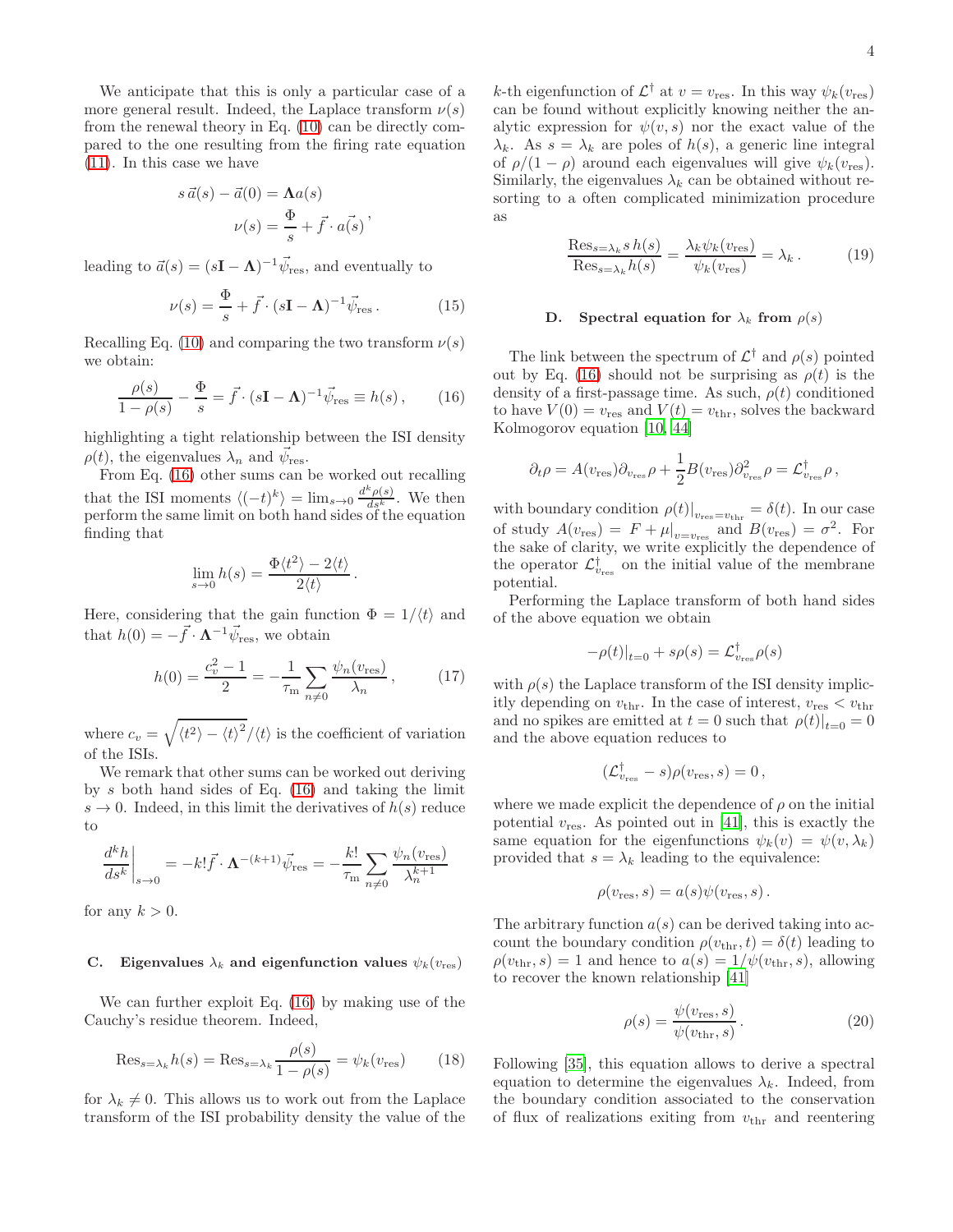We anticipate that this is only a particular case of a more general result. Indeed, the Laplace transform $\nu(s)$ from the renewal theory in Eq. (10) can be directly compared to the one resulting from the firing rate equation (11). In this case we have

$$
\begin{aligned}
s\,\vec{a}(s) - \vec{a}(0) &= \mathbf{\Lambda} a(s) \\
\nu(s) &= \frac{\Phi}{s} + \vec{f} \cdot a(\vec{s})
\end{aligned},
$$

leading to $\vec{a}(s) = (s\mathbf{I} - \mathbf{\Lambda})^{-1} \vec{\psi}_{\text{res}}$, and eventually to

$$
\nu(s) = \frac{\Phi}{s} + \vec{f} \cdot (s\mathbf{I} - \mathbf{\Lambda})^{-1} \vec{\psi}_{\text{res}} \,. \tag{15}
$$

Recalling Eq. (10) and comparing the two transform $\nu(s)$ we obtain:

$$
\frac{\rho(s)}{1-\rho(s)} - \frac{\Phi}{s} = \vec{f} \cdot (s\mathbf{I} - \mathbf{\Lambda})^{-1} \vec{\psi}_{\text{res}} \equiv h(s) \,, \tag{16}
$$

highlighting a tight relationship between the ISI density $\rho(t)$, the eigenvalues $\lambda_n$ and $\vec{\psi}_{\text{res}}$.

From Eq. (16) other sums can be worked out recalling that the ISI moments $\langle (-t)^k \rangle = \lim_{s\to 0} \frac{d^k \rho(s)}{ds^k}$. We then perform the same limit on both hand sides of the equation finding that

$$
\lim_{s\to 0} h(s) = \frac{\Phi \langle t^2 \rangle - 2\langle t \rangle}{2\langle t \rangle} \,.
$$

Here, considering that the gain function $\Phi = 1/\langle t \rangle$ and that $h(0) = -\vec{f} \cdot \mathbf{\Lambda}^{-1} \vec{\psi}_{\text{res}}$, we obtain

$$
h(0) = \frac{c_v^2 - 1}{2} = -\frac{1}{\tau_{\text{m}}} \sum_{n \neq 0} \frac{\psi_n(v_{\text{res}})}{\lambda_n} \,, \tag{17}
$$

where $c_v = \sqrt{\langle t^2 \rangle - \langle t \rangle^2} / \langle t \rangle$ is the coefficient of variation of the ISIs.

We remark that other sums can be worked out deriving by $s$ both hand sides of Eq. (16) and taking the limit $s \to 0$. Indeed, in this limit the derivatives of $h(s)$ reduce to

$$
\left. \frac{d^k h}{ds^k} \right|_{s\to 0} = -k! \vec{f} \cdot \mathbf{\Lambda}^{-(k+1)} \vec{\psi}_{\text{res}} = -\frac{k!}{\tau_{\text{m}}} \sum_{n\neq 0} \frac{\psi_n(v_{\text{res}})}{\lambda_n^{k+1}}
$$

for any $k > 0$.

### C. Eigenvalues $\lambda_k$ and eigenfunction values $\psi_k(v_{\text{res}})$

We can further exploit Eq. (16) by making use of the Cauchy's residue theorem. Indeed,

$$
\text{Res}_{s=\lambda_k} h(s) = \text{Res}_{s=\lambda_k} \frac{\rho(s)}{1-\rho(s)} = \psi_k(v_{\text{res}}) \tag{18}
$$

for $\lambda_k \neq 0$. This allows us to work out from the Laplace transform of the ISI probability density the value of the $k$-th eigenfunction of $\mathcal{L}^\dagger$ at $v = v_{\text{res}}$. In this way $\psi_k(v_{\text{res}})$ can be found without explicitly knowing neither the analytic expression for $\psi(v,s)$ nor the exact value of the $\lambda_k$. As $s = \lambda_k$ are poles of $h(s)$, a generic line integral of $\rho/(1-\rho)$ around each eigenvalues will give $\psi_k(v_{\text{res}})$. Similarly, the eigenvalues $\lambda_k$ can be obtained without resorting to a often complicated minimization procedure as

$$
\frac{\text{Res}_{s=\lambda_k} s\, h(s)}{\text{Res}_{s=\lambda_k} h(s)} = \frac{\lambda_k \psi_k(v_{\text{res}})}{\psi_k(v_{\text{res}})} = \lambda_k \,. \tag{19}
$$

### D. Spectral equation for $\lambda_k$ from $\rho(s)$

The link between the spectrum of $\mathcal{L}^\dagger$ and $\rho(s)$ pointed out by Eq. (16) should not be surprising as $\rho(t)$ is the density of a first-passage time. As such, $\rho(t)$ conditioned to have $V(0) = v_{\text{res}}$ and $V(t) = v_{\text{thr}}$, solves the backward Kolmogorov equation [10, 44]

$$
\partial_t \rho = A(v_{\text{res}}) \partial_{v_{\text{res}}} \rho + \frac{1}{2} B(v_{\text{res}}) \partial^2_{v_{\text{res}}} \rho = \mathcal{L}^\dagger_{v_{\text{res}}} \rho \,,
$$

with boundary condition $\rho(t)|_{v_{\text{res}}=v_{\text{thr}}} = \delta(t)$. In our case of study $A(v_{\text{res}}) = F + \mu|_{v=v_{\text{res}}}$ and $B(v_{\text{res}}) = \sigma^2$. For the sake of clarity, we write explicitly the dependence of the operator $\mathcal{L}^\dagger_{v_{\text{res}}}$ on the initial value of the membrane potential.

Performing the Laplace transform of both hand sides of the above equation we obtain

$$
-\rho(t)|_{t=0} + s\rho(s) = \mathcal{L}^\dagger_{v_{\text{res}}} \rho(s)
$$

with $\rho(s)$ the Laplace transform of the ISI density implicitly depending on $v_{\text{thr}}$. In the case of interest, $v_{\text{res}} < v_{\text{thr}}$ and no spikes are emitted at $t = 0$ such that $\rho(t)|_{t=0} = 0$ and the above equation reduces to

$$
(\mathcal{L}^\dagger_{v_{\text{res}}} - s)\rho(v_{\text{res}}, s) = 0 \,,
$$

where we made explicit the dependence of $\rho$ on the initial potential $v_{\text{res}}$. As pointed out in [41], this is exactly the same equation for the eigenfunctions $\psi_k(v) = \psi(v, \lambda_k)$ provided that $s = \lambda_k$ leading to the equivalence:

$$
\rho(v_{\text{res}}, s) = a(s)\psi(v_{\text{res}}, s) \,.
$$

The arbitrary function $a(s)$ can be derived taking into account the boundary condition $\rho(v_{\text{thr}}, t) = \delta(t)$ leading to $\rho(v_{\text{thr}}, s) = 1$ and hence to $a(s) = 1/\psi(v_{\text{thr}}, s)$, allowing to recover the known relationship [41]

$$
\rho(s) = \frac{\psi(v_{\text{res}}, s)}{\psi(v_{\text{thr}}, s)} \,. \tag{20}
$$

Following [35], this equation allows to derive a spectral equation to determine the eigenvalues $\lambda_k$. Indeed, from the boundary condition associated to the conservation of flux of realizations exiting from $v_{\text{thr}}$ and reentering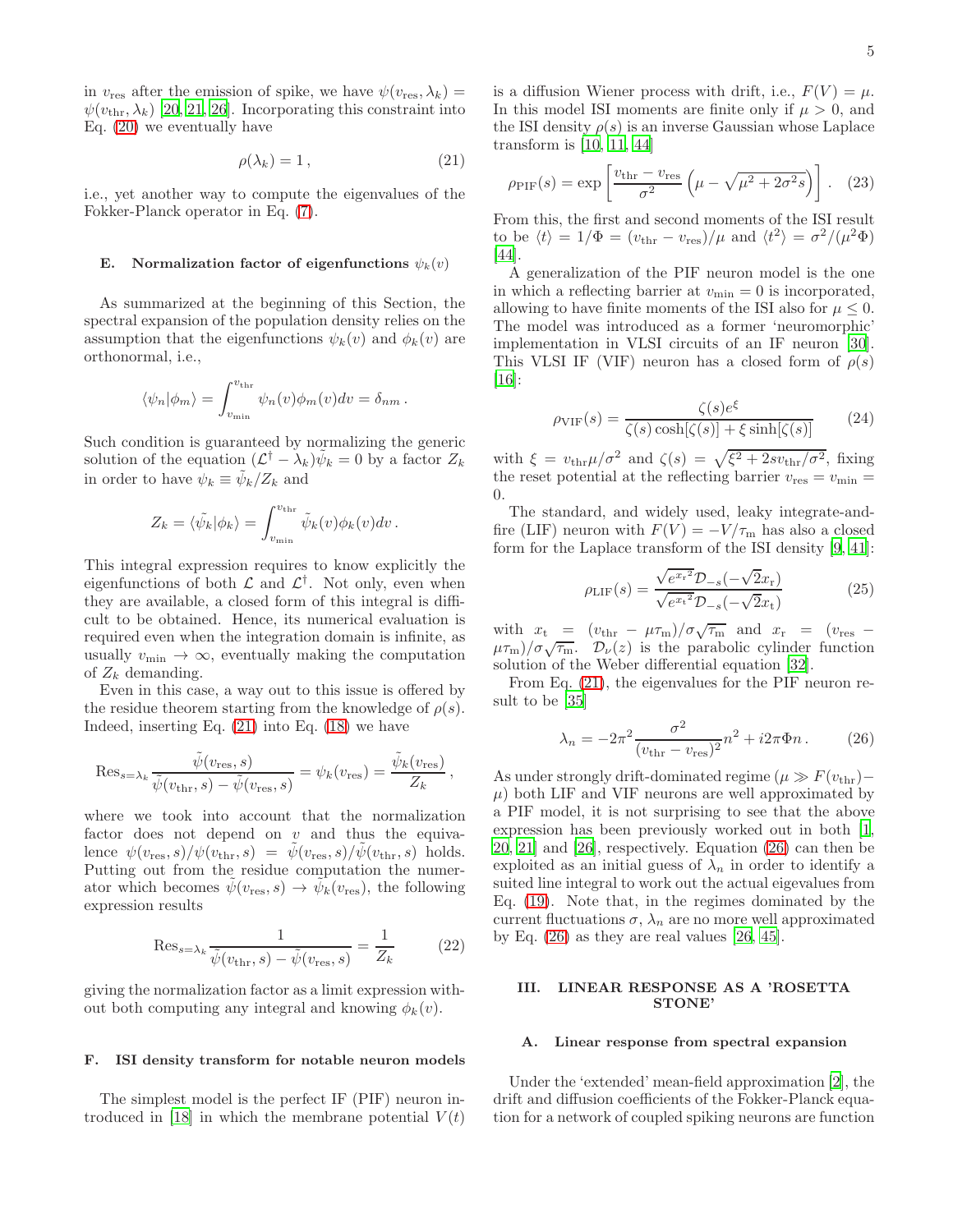in $v_{\rm res}$ after the emission of spike, we have $\psi(v_{\rm res}, \lambda_k) = \psi(v_{\rm thr}, \lambda_k)$ [20, 21, 26]. Incorporating this constraint into Eq. (20) we eventually have

$$\rho(\lambda_k) = 1\,, \tag{21}$$

i.e., yet another way to compute the eigenvalues of the Fokker-Planck operator in Eq. (7).

### E. Normalization factor of eigenfunctions $\psi_k(v)$

As summarized at the beginning of this Section, the spectral expansion of the population density relies on the assumption that the eigenfunctions $\psi_k(v)$ and $\phi_k(v)$ are orthonormal, i.e.,

$$\langle \psi_n | \phi_m \rangle = \int_{v_{\rm min}}^{v_{\rm thr}} \psi_n(v)\phi_m(v) dv = \delta_{nm}\,.$$

Such condition is guaranteed by normalizing the generic solution of the equation $(\mathcal{L}^\dagger - \lambda_k)\tilde{\psi}_k = 0$ by a factor $Z_k$ in order to have $\psi_k \equiv \tilde{\psi}_k/Z_k$ and

$$Z_k = \langle \tilde{\psi}_k | \phi_k \rangle = \int_{v_{\rm min}}^{v_{\rm thr}} \tilde{\psi}_k(v)\phi_k(v) dv\,.$$

This integral expression requires to know explicitly the eigenfunctions of both $\mathcal{L}$ and $\mathcal{L}^\dagger$. Not only, even when they are available, a closed form of this integral is difficult to be obtained. Hence, its numerical evaluation is required even when the integration domain is infinite, as usually $v_{\rm min} \to \infty$, eventually making the computation of $Z_k$ demanding.

Even in this case, a way out to this issue is offered by the residue theorem starting from the knowledge of $\rho(s)$. Indeed, inserting Eq. (21) into Eq. (18) we have

$$\operatorname{Res}_{s=\lambda_k} \frac{\tilde{\psi}(v_{\rm res}, s)}{\tilde{\psi}(v_{\rm thr}, s) - \tilde{\psi}(v_{\rm res}, s)} = \psi_k(v_{\rm res}) = \frac{\tilde{\psi}_k(v_{\rm res})}{Z_k}\,,$$

where we took into account that the normalization factor does not depend on $v$ and thus the equivalence $\psi(v_{\rm res}, s)/\psi(v_{\rm thr}, s) = \tilde{\psi}(v_{\rm res}, s)/\tilde{\psi}(v_{\rm thr}, s)$ holds. Putting out from the residue computation the numerator which becomes $\tilde{\psi}(v_{\rm res}, s) \to \tilde{\psi}_k(v_{\rm res})$, the following expression results

$$\operatorname{Res}_{s=\lambda_k} \frac{1}{\tilde{\psi}(v_{\rm thr}, s) - \tilde{\psi}(v_{\rm res}, s)} = \frac{1}{Z_k} \tag{22}$$

giving the normalization factor as a limit expression without both computing any integral and knowing $\phi_k(v)$.

### F. ISI density transform for notable neuron models

The simplest model is the perfect IF (PIF) neuron introduced in [18] in which the membrane potential $V(t)$ is a diffusion Wiener process with drift, i.e., $F(V) = \mu$. In this model ISI moments are finite only if $\mu > 0$, and the ISI density $\rho(s)$ is an inverse Gaussian whose Laplace transform is [10, 11, 44]

$$\rho_{\rm PIF}(s) = \exp\left[\frac{v_{\rm thr} - v_{\rm res}}{\sigma^2}\left(\mu - \sqrt{\mu^2 + 2\sigma^2 s}\right)\right]. \tag{23}$$

From this, the first and second moments of the ISI result to be $\langle t \rangle = 1/\Phi = (v_{\rm thr} - v_{\rm res})/\mu$ and $\langle t^2 \rangle = \sigma^2/(\mu^2\Phi)$ [44].

A generalization of the PIF neuron model is the one in which a reflecting barrier at $v_{\rm min} = 0$ is incorporated, allowing to have finite moments of the ISI also for $\mu \leq 0$. The model was introduced as a former 'neuromorphic' implementation in VLSI circuits of an IF neuron [30]. This VLSI IF (VIF) neuron has a closed form of $\rho(s)$ [16]:

$$\rho_{\rm VIF}(s) = \frac{\zeta(s)e^{\xi}}{\zeta(s)\cosh[\zeta(s)] + \xi\sinh[\zeta(s)]} \tag{24}$$

with $\xi = v_{\rm thr}\mu/\sigma^2$ and $\zeta(s) = \sqrt{\xi^2 + 2sv_{\rm thr}/\sigma^2}$, fixing the reset potential at the reflecting barrier $v_{\rm res} = v_{\rm min} = 0$.

The standard, and widely used, leaky integrate-and-fire (LIF) neuron with $F(V) = -V/\tau_{\rm m}$ has also a closed form for the Laplace transform of the ISI density [9, 41]:

$$\rho_{\rm LIF}(s) = \frac{\sqrt{e^{x_{\rm r}^2}}\mathcal{D}_{-s}(-\sqrt{2}x_{\rm r})}{\sqrt{e^{x_{\rm t}^2}}\mathcal{D}_{-s}(-\sqrt{2}x_{\rm t})} \tag{25}$$

with $x_{\rm t} = (v_{\rm thr} - \mu\tau_{\rm m})/\sigma\sqrt{\tau_{\rm m}}$ and $x_{\rm r} = (v_{\rm res} - \mu\tau_{\rm m})/\sigma\sqrt{\tau_{\rm m}}$. $\mathcal{D}_\nu(z)$ is the parabolic cylinder function solution of the Weber differential equation [32].

From Eq. (21), the eigenvalues for the PIF neuron result to be [35]

$$\lambda_n = -2\pi^2\frac{\sigma^2}{(v_{\rm thr} - v_{\rm res})^2}n^2 + i2\pi\Phi n\,. \tag{26}$$

As under strongly drift-dominated regime ($\mu \gg F(v_{\rm thr}) - \mu$) both LIF and VIF neurons are well approximated by a PIF model, it is not surprising to see that the above expression has been previously worked out in both [1, 20, 21] and [26], respectively. Equation (26) can then be exploited as an initial guess of $\lambda_n$ in order to identify a suited line integral to work out the actual eigevalues from Eq. (19). Note that, in the regimes dominated by the current fluctuations $\sigma$, $\lambda_n$ are no more well approximated by Eq. (26) as they are real values [26, 45].

## III. LINEAR RESPONSE AS A 'ROSETTA STONE'

### A. Linear response from spectral expansion

Under the 'extended' mean-field approximation [2], the drift and diffusion coefficients of the Fokker-Planck equation for a network of coupled spiking neurons are function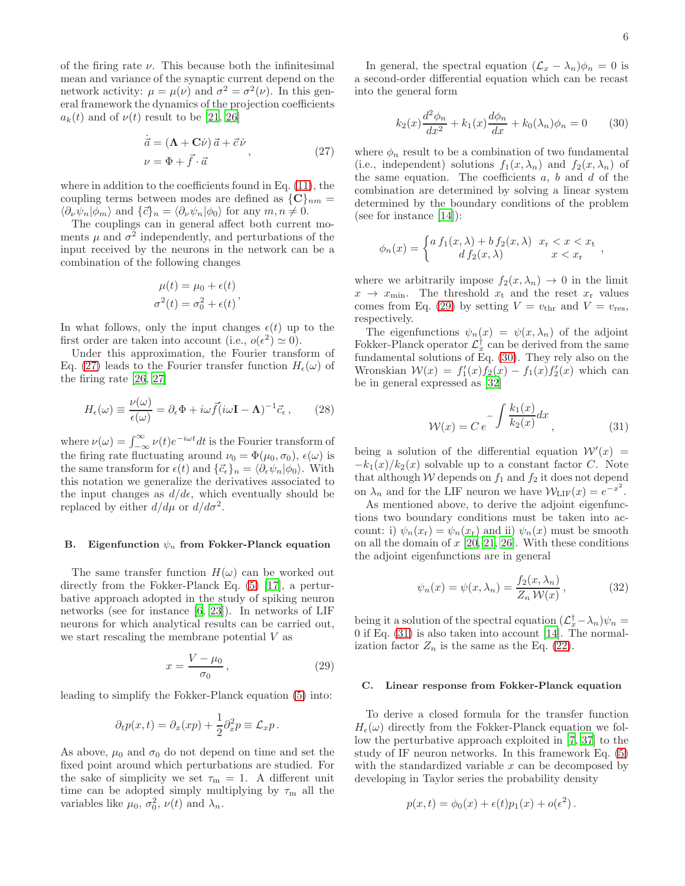of the firing rate $\nu$. This because both the infinitesimal mean and variance of the synaptic current depend on the network activity: $\mu = \mu(\nu)$ and $\sigma^2 = \sigma^2(\nu)$. In this general framework the dynamics of the projection coefficients $a_k(t)$ and of $\nu(t)$ result to be [21, 26]

$$\begin{aligned} \dot{\vec{a}} &= (\mathbf{\Lambda} + \mathbf{C}\dot{\nu})\,\vec{a} + \vec{c}\,\dot{\nu} \\ \nu &= \Phi + \vec{f}\cdot\vec{a} \end{aligned}, \tag{27}$$

where in addition to the coefficients found in Eq. (11), the coupling terms between modes are defined as $\{\mathbf{C}\}_{nm} = \langle \partial_\nu \psi_n | \phi_m \rangle$ and $\{\vec{c}\}_n = \langle \partial_\nu \psi_n | \phi_0 \rangle$ for any $m, n \neq 0$.

The couplings can in general affect both current moments $\mu$ and $\sigma^2$ independently, and perturbations of the input received by the neurons in the network can be a combination of the following changes

$$\begin{aligned} \mu(t) &= \mu_0 + \epsilon(t) \\ \sigma^2(t) &= \sigma_0^2 + \epsilon(t) \end{aligned},$$

In what follows, only the input changes $\epsilon(t)$ up to the first order are taken into account (i.e., $o(\epsilon^2) \simeq 0$).

Under this approximation, the Fourier transform of Eq. (27) leads to the Fourier transfer function $H_\epsilon(\omega)$ of the firing rate [26, 27]

$$H_\epsilon(\omega) \equiv \frac{\nu(\omega)}{\epsilon(\omega)} = \partial_\epsilon \Phi + i\omega \vec{f}(i\omega \mathbf{I} - \mathbf{\Lambda})^{-1}\vec{c}_\epsilon\,, \tag{28}$$

where $\nu(\omega) = \int_{-\infty}^{\infty} \nu(t) e^{-i\omega t} dt$ is the Fourier transform of the firing rate fluctuating around $\nu_0 = \Phi(\mu_0, \sigma_0)$, $\epsilon(\omega)$ is the same transform for $\epsilon(t)$ and $\{\vec{c}_\epsilon\}_n = \langle \partial_\epsilon \psi_n | \phi_0 \rangle$. With this notation we generalize the derivatives associated to the input changes as $d/d\epsilon$, which eventually should be replaced by either $d/d\mu$ or $d/d\sigma^2$.

### B. Eigenfunction $\psi_n$ from Fokker-Planck equation

The same transfer function $H(\omega)$ can be worked out directly from the Fokker-Planck Eq. (5) [17], a perturbative approach adopted in the study of spiking neuron networks (see for instance [6, 23]). In networks of LIF neurons for which analytical results can be carried out, we start rescaling the membrane potential $V$ as

$$x = \frac{V - \mu_0}{\sigma_0}\,, \tag{29}$$

leading to simplify the Fokker-Planck equation (5) into:

$$\partial_t p(x,t) = \partial_x (xp) + \frac{1}{2}\partial_x^2 p \equiv \mathcal{L}_x p\,.$$

As above, $\mu_0$ and $\sigma_0$ do not depend on time and set the fixed point around which perturbations are studied. For the sake of simplicity we set $\tau_{\rm m} = 1$. A different unit time can be adopted simply multiplying by $\tau_{\rm m}$ all the variables like $\mu_0$, $\sigma_0^2$, $\nu(t)$ and $\lambda_n$.

In general, the spectral equation $(\mathcal{L}_x - \lambda_n)\phi_n = 0$ is a second-order differential equation which can be recast into the general form

$$k_2(x)\frac{d^2\phi_n}{dx^2} + k_1(x)\frac{d\phi_n}{dx} + k_0(\lambda_n)\phi_n = 0 \tag{30}$$

where $\phi_n$ result to be a combination of two fundamental (i.e., independent) solutions $f_1(x, \lambda_n)$ and $f_2(x, \lambda_n)$ of the same equation. The coefficients $a$, $b$ and $d$ of the combination are determined by solving a linear system determined by the boundary conditions of the problem (see for instance [14]):

$$\phi_n(x) = \begin{cases} a\, f_1(x,\lambda) + b\, f_2(x,\lambda) & x_{\rm r} < x < x_{\rm t} \\ d\, f_2(x,\lambda) & x < x_{\rm r} \end{cases},$$

where we arbitrarily impose $f_2(x, \lambda_n) \to 0$ in the limit $x \to x_{\rm min}$. The threshold $x_{\rm t}$ and the reset $x_{\rm r}$ values comes from Eq. (29) by setting $V = v_{\rm thr}$ and $V = v_{\rm res}$, respectively.

The eigenfunctions $\psi_n(x) = \psi(x, \lambda_n)$ of the adjoint Fokker-Planck operator $\mathcal{L}_x^\dagger$ can be derived from the same fundamental solutions of Eq. (30). They rely also on the Wronskian $\mathcal{W}(x) = f_1'(x) f_2(x) - f_1(x) f_2'(x)$ which can be in general expressed as [32]

$$\mathcal{W}(x) = C\, e^{-\int \frac{k_1(x)}{k_2(x)} dx}\,, \tag{31}$$

being a solution of the differential equation $\mathcal{W}'(x) = -k_1(x)/k_2(x)$ solvable up to a constant factor $C$. Note that although $\mathcal{W}$ depends on $f_1$ and $f_2$ it does not depend on $\lambda_n$ and for the LIF neuron we have $\mathcal{W}_{\rm LIF}(x) = e^{-x^2}$.

As mentioned above, to derive the adjoint eigenfunctions two boundary conditions must be taken into account: i) $\psi_n(x_{\rm r}) = \psi_n(x_{\rm r})$ and ii) $\psi_n(x)$ must be smooth on all the domain of $x$ [20, 21, 26]. With these conditions the adjoint eigenfunctions are in general

$$\psi_n(x) = \psi(x, \lambda_n) = \frac{f_2(x, \lambda_n)}{Z_n\, \mathcal{W}(x)}\,, \tag{32}$$

being it a solution of the spectral equation $(\mathcal{L}_x^\dagger - \lambda_n)\psi_n = 0$ if Eq. (31) is also taken into account [14]. The normalization factor $Z_n$ is the same as the Eq. (22).

### C. Linear response from Fokker-Planck equation

To derive a closed formula for the transfer function $H_\epsilon(\omega)$ directly from the Fokker-Planck equation we follow the perturbative approach exploited in [7, 37] to the study of IF neuron networks. In this framework Eq. (5) with the standardized variable $x$ can be decomposed by developing in Taylor series the probability density

$$p(x,t) = \phi_0(x) + \epsilon(t) p_1(x) + o(\epsilon^2)\,.$$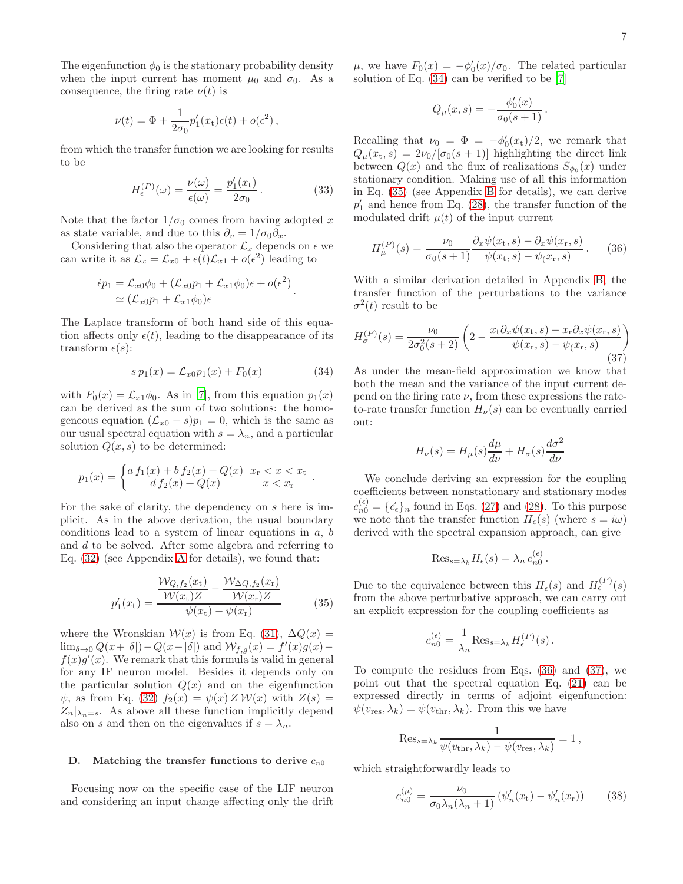The eigenfunction $\phi_0$ is the stationary probability density when the input current has moment $\mu_0$ and $\sigma_0$. As a consequence, the firing rate $\nu(t)$ is

$$\nu(t) = \Phi + \frac{1}{2\sigma_0} p_1'(x_\mathrm{t})\epsilon(t) + o(\epsilon^2)\,,$$

from which the transfer function we are looking for results to be

$$H_\epsilon^{(P)}(\omega) = \frac{\nu(\omega)}{\epsilon(\omega)} = \frac{p_1'(x_\mathrm{t})}{2\sigma_0}\,. \tag{33}$$

Note that the factor $1/\sigma_0$ comes from having adopted $x$ as state variable, and due to this $\partial_v = 1/\sigma_0 \partial_x$.

Considering that also the operator $\mathcal{L}_x$ depends on $\epsilon$ we can write it as $\mathcal{L}_x = \mathcal{L}_{x0} + \epsilon(t)\mathcal{L}_{x1} + o(\epsilon^2)$ leading to

$$\begin{aligned}\dot{\epsilon} p_1 &= \mathcal{L}_{x0}\phi_0 + (\mathcal{L}_{x0}p_1 + \mathcal{L}_{x1}\phi_0)\epsilon + o(\epsilon^2) \\ &\simeq (\mathcal{L}_{x0}p_1 + \mathcal{L}_{x1}\phi_0)\epsilon\end{aligned}\,.$$

The Laplace transform of both hand side of this equation affects only $\epsilon(t)$, leading to the disappearance of its transform $\epsilon(s)$:

$$s\, p_1(x) = \mathcal{L}_{x0} p_1(x) + F_0(x) \tag{34}$$

with $F_0(x) = \mathcal{L}_{x1}\phi_0$. As in [7], from this equation $p_1(x)$ can be derived as the sum of two solutions: the homogeneous equation $(\mathcal{L}_{x0} - s)p_1 = 0$, which is the same as our usual spectral equation with $s = \lambda_n$, and a particular solution $Q(x,s)$ to be determined:

$$p_1(x) = \begin{cases} a\, f_1(x) + b\, f_2(x) + Q(x) & x_\mathrm{r} < x < x_\mathrm{t} \\ d\, f_2(x) + Q(x) & x < x_\mathrm{r}\end{cases}\,.$$

For the sake of clarity, the dependency on $s$ here is implicit. As in the above derivation, the usual boundary conditions lead to a system of linear equations in $a$, $b$ and $d$ to be solved. After some algebra and referring to Eq. (32) (see Appendix A for details), we found that:

$$p_1'(x_\mathrm{t}) = \frac{\dfrac{\mathcal{W}_{Q,f_2}(x_\mathrm{t})}{\mathcal{W}(x_\mathrm{t})Z} - \dfrac{\mathcal{W}_{\Delta Q, f_2}(x_\mathrm{r})}{\mathcal{W}(x_\mathrm{r})Z}}{\psi(x_\mathrm{t}) - \psi(x_\mathrm{r})} \tag{35}$$

where the Wronskian $\mathcal{W}(x)$ is from Eq. (31), $\Delta Q(x) = \lim_{\delta\to 0} Q(x + |\delta|) - Q(x - |\delta|)$ and $\mathcal{W}_{f,g}(x) = f'(x)g(x) - f(x)g'(x)$. We remark that this formula is valid in general for any IF neuron model. Besides it depends only on the particular solution $Q(x)$ and on the eigenfunction $\psi$, as from Eq. (32) $f_2(x) = \psi(x)\, Z\, \mathcal{W}(x)$ with $Z(s) = Z_n|_{\lambda_n = s}$. As above all these function implicitly depend also on $s$ and then on the eigenvalues if $s = \lambda_n$.

### D. Matching the transfer functions to derive $c_{n0}$

Focusing now on the specific case of the LIF neuron and considering an input change affecting only the drift $\mu$, we have $F_0(x) = -\phi_0'(x)/\sigma_0$. The related particular solution of Eq. (34) can be verified to be [7]

$$Q_\mu(x,s) = -\frac{\phi_0'(x)}{\sigma_0(s+1)}\,.$$

Recalling that $\nu_0 = \Phi = -\phi_0'(x_\mathrm{t})/2$, we remark that $Q_\mu(x_\mathrm{t}, s) = 2\nu_0/[\sigma_0(s+1)]$ highlighting the direct link between $Q(x)$ and the flux of realizations $S_{\phi_0}(x)$ under stationary condition. Making use of all this information in Eq. (35) (see Appendix B for details), we can derive $p_1'$ and hence from Eq. (28), the transfer function of the modulated drift $\mu(t)$ of the input current

$$H_\mu^{(P)}(s) = \frac{\nu_0}{\sigma_0(s+1)} \frac{\partial_x\psi(x_\mathrm{t}, s) - \partial_x\psi(x_\mathrm{r}, s)}{\psi(x_\mathrm{t}, s) - \psi(x_\mathrm{r}, s)}\,. \tag{36}$$

With a similar derivation detailed in Appendix B, the transfer function of the perturbations to the variance $\sigma^2(t)$ result to be

$$H_\sigma^{(P)}(s) = \frac{\nu_0}{2\sigma_0^2(s+2)}\left(2 - \frac{x_\mathrm{t}\partial_x\psi(x_\mathrm{t}, s) - x_\mathrm{r}\partial_x\psi(x_\mathrm{r}, s)}{\psi(x_\mathrm{r}, s) - \psi(x_\mathrm{r}, s)}\right) \tag{37}$$

As under the mean-field approximation we know that both the mean and the variance of the input current depend on the firing rate $\nu$, from these expressions the rate-to-rate transfer function $H_\nu(s)$ can be eventually carried out:

$$H_\nu(s) = H_\mu(s)\frac{d\mu}{d\nu} + H_\sigma(s)\frac{d\sigma^2}{d\nu}$$

We conclude deriving an expression for the coupling coefficients between nonstationary and stationary modes $c_{n0}^{(\epsilon)} = \{\vec{c}_\epsilon\}_n$ found in Eqs. (27) and (28). To this purpose we note that the transfer function $H_\epsilon(s)$ (where $s = i\omega$) derived with the spectral expansion approach, can give

$$\mathrm{Res}_{s=\lambda_k} H_\epsilon(s) = \lambda_n\, c_{n0}^{(\epsilon)}\,.$$

Due to the equivalence between this $H_\epsilon(s)$ and $H_\epsilon^{(P)}(s)$ from the above perturbative approach, we can carry out an explicit expression for the coupling coefficients as

$$c_{n0}^{(\epsilon)} = \frac{1}{\lambda_n}\mathrm{Res}_{s=\lambda_k} H_\epsilon^{(P)}(s)\,.$$

To compute the residues from Eqs. (36) and (37), we point out that the spectral equation Eq. (21) can be expressed directly in terms of adjoint eigenfunction: $\psi(v_\mathrm{res}, \lambda_k) = \psi(v_\mathrm{thr}, \lambda_k)$. From this we have

$$\mathrm{Res}_{s=\lambda_k} \frac{1}{\psi(v_\mathrm{thr}, \lambda_k) - \psi(v_\mathrm{res}, \lambda_k)} = 1\,,$$

which straightforwardly leads to

$$c_{n0}^{(\mu)} = \frac{\nu_0}{\sigma_0\lambda_n(\lambda_n + 1)}\left(\psi_n'(x_\mathrm{t}) - \psi_n'(x_\mathrm{r})\right) \tag{38}$$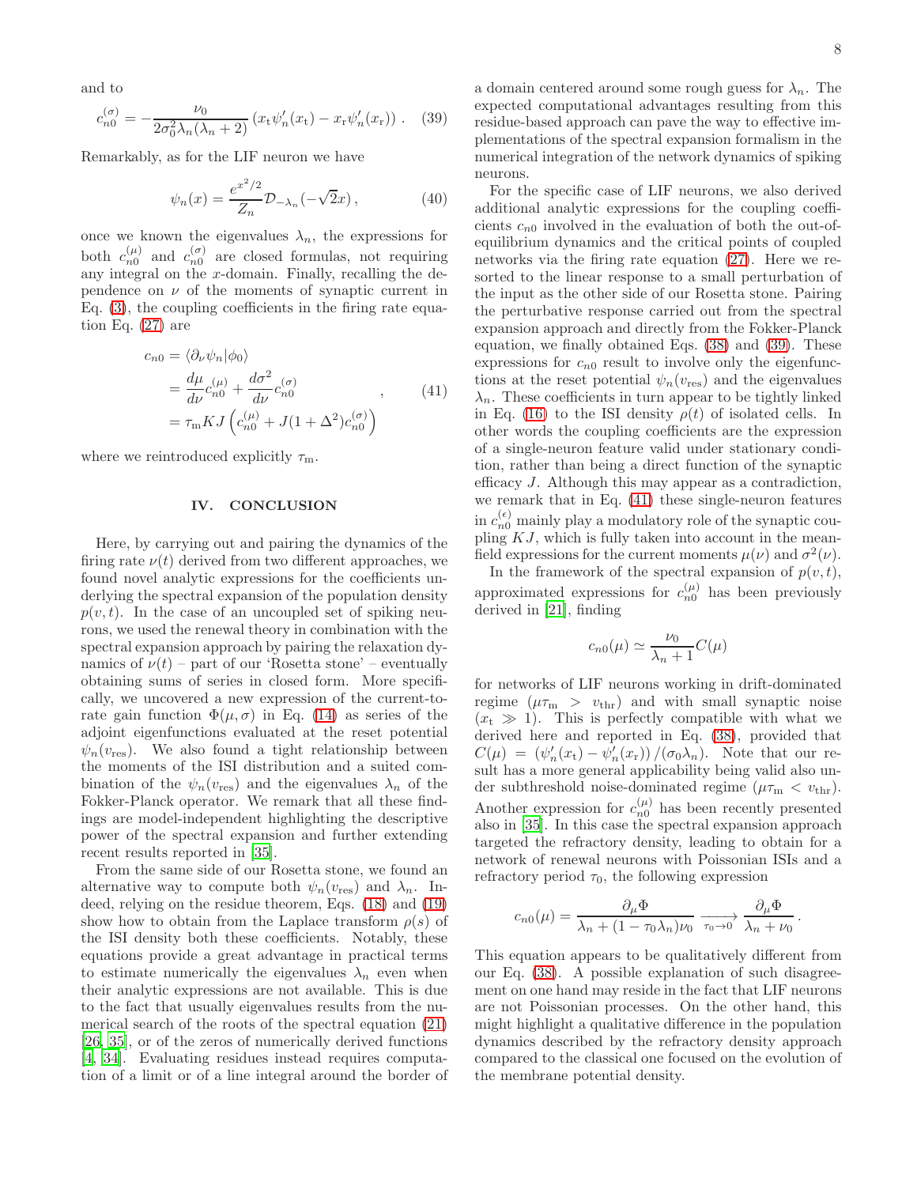and to

$$c_{n0}^{(\sigma)} = -\frac{\nu_0}{2\sigma_0^2 \lambda_n(\lambda_n+2)} \left(x_\mathrm{t}\psi_n'(x_\mathrm{t}) - x_\mathrm{r}\psi_n'(x_\mathrm{r})\right) . \quad (39)$$

Remarkably, as for the LIF neuron we have

$$\psi_n(x) = \frac{e^{x^2/2}}{Z_n}\mathcal{D}_{-\lambda_n}(-\sqrt{2}x) , \quad (40)$$

once we known the eigenvalues $\lambda_n$, the expressions for both $c_{n0}^{(\mu)}$ and $c_{n0}^{(\sigma)}$ are closed formulas, not requiring any integral on the $x$-domain. Finally, recalling the dependence on $\nu$ of the moments of synaptic current in Eq. (3), the coupling coefficients in the firing rate equation Eq. (27) are

$$\begin{aligned} c_{n0} &= \langle \partial_\nu \psi_n | \phi_0 \rangle \\ &= \frac{d\mu}{d\nu} c_{n0}^{(\mu)} + \frac{d\sigma^2}{d\nu} c_{n0}^{(\sigma)} \\ &= \tau_\mathrm{m} K J \left( c_{n0}^{(\mu)} + J(1+\Delta^2) c_{n0}^{(\sigma)} \right) \end{aligned} , \quad (41)$$

where we reintroduced explicitly $\tau_\mathrm{m}$.

## IV. CONCLUSION

Here, by carrying out and pairing the dynamics of the firing rate $\nu(t)$ derived from two different approaches, we found novel analytic expressions for the coefficients underlying the spectral expansion of the population density $p(v,t)$. In the case of an uncoupled set of spiking neurons, we used the renewal theory in combination with the spectral expansion approach by pairing the relaxation dynamics of $\nu(t)$ – part of our 'Rosetta stone' – eventually obtaining sums of series in closed form. More specifically, we uncovered a new expression of the current-to-rate gain function $\Phi(\mu,\sigma)$ in Eq. (14) as series of the adjoint eigenfunctions evaluated at the reset potential $\psi_n(v_\mathrm{res})$. We also found a tight relationship between the moments of the ISI distribution and a suited combination of the $\psi_n(v_\mathrm{res})$ and the eigenvalues $\lambda_n$ of the Fokker-Planck operator. We remark that all these findings are model-independent highlighting the descriptive power of the spectral expansion and further extending recent results reported in [35].

From the same side of our Rosetta stone, we found an alternative way to compute both $\psi_n(v_\mathrm{res})$ and $\lambda_n$. Indeed, relying on the residue theorem, Eqs. (18) and (19) show how to obtain from the Laplace transform $\rho(s)$ of the ISI density both these coefficients. Notably, these equations provide a great advantage in practical terms to estimate numerically the eigenvalues $\lambda_n$ even when their analytic expressions are not available. This is due to the fact that usually eigenvalues results from the numerical search of the roots of the spectral equation (21) [26, 35], or of the zeros of numerically derived functions [4, 34]. Evaluating residues instead requires computation of a limit or of a line integral around the border of a domain centered around some rough guess for $\lambda_n$. The expected computational advantages resulting from this residue-based approach can pave the way to effective implementations of the spectral expansion formalism in the numerical integration of the network dynamics of spiking neurons.

For the specific case of LIF neurons, we also derived additional analytic expressions for the coupling coefficients $c_{n0}$ involved in the evaluation of both the out-of-equilibrium dynamics and the critical points of coupled networks via the firing rate equation (27). Here we resorted to the linear response to a small perturbation of the input as the other side of our Rosetta stone. Pairing the perturbative response carried out from the spectral expansion approach and directly from the Fokker-Planck equation, we finally obtained Eqs. (38) and (39). These expressions for $c_{n0}$ result to involve only the eigenfunctions at the reset potential $\psi_n(v_\mathrm{res})$ and the eigenvalues $\lambda_n$. These coefficients in turn appear to be tightly linked in Eq. (16) to the ISI density $\rho(t)$ of isolated cells. In other words the coupling coefficients are the expression of a single-neuron feature valid under stationary condition, rather than being a direct function of the synaptic efficacy $J$. Although this may appear as a contradiction, we remark that in Eq. (41) these single-neuron features in $c_{n0}^{(\epsilon)}$ mainly play a modulatory role of the synaptic coupling $KJ$, which is fully taken into account in the mean-field expressions for the current moments $\mu(\nu)$ and $\sigma^2(\nu)$.

In the framework of the spectral expansion of $p(v,t)$, approximated expressions for $c_{n0}^{(\mu)}$ has been previously derived in [21], finding

$$c_{n0}(\mu) \simeq \frac{\nu_0}{\lambda_n+1} C(\mu)$$

for networks of LIF neurons working in drift-dominated regime ($\mu\tau_\mathrm{m} > v_\mathrm{thr}$) and with small synaptic noise ($x_\mathrm{t} \gg 1$). This is perfectly compatible with what we derived here and reported in Eq. (38), provided that $C(\mu) = \left(\psi_n'(x_\mathrm{t}) - \psi_n'(x_\mathrm{r})\right)/(\sigma_0\lambda_n)$. Note that our result has a more general applicability being valid also under subthreshold noise-dominated regime ($\mu\tau_\mathrm{m} < v_\mathrm{thr}$). Another expression for $c_{n0}^{(\mu)}$ has been recently presented also in [35]. In this case the spectral expansion approach targeted the refractory density, leading to obtain for a network of renewal neurons with Poissonian ISIs and a refractory period $\tau_0$, the following expression

$$c_{n0}(\mu) = \frac{\partial_\mu \Phi}{\lambda_n + (1-\tau_0\lambda_n)\nu_0} \xrightarrow[\tau_0\to 0]{} \frac{\partial_\mu \Phi}{\lambda_n + \nu_0} .$$

This equation appears to be qualitatively different from our Eq. (38). A possible explanation of such disagreement on one hand may reside in the fact that LIF neurons are not Poissonian processes. On the other hand, this might highlight a qualitative difference in the population dynamics described by the refractory density approach compared to the classical one focused on the evolution of the membrane potential density.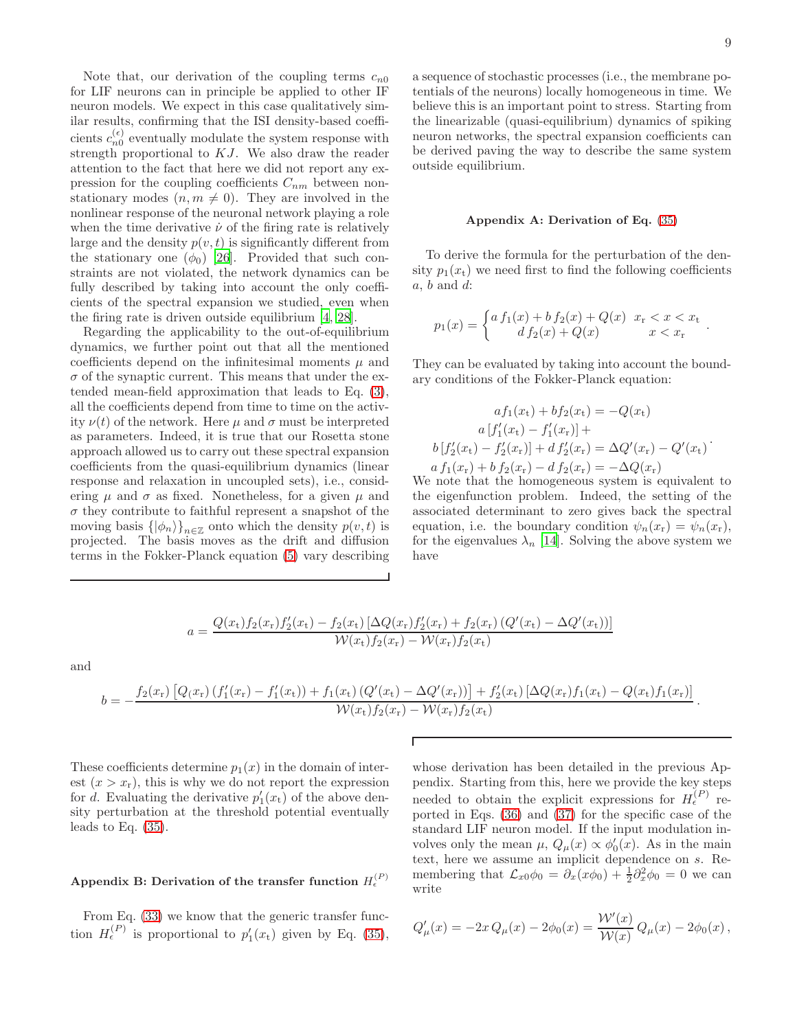Note that, our derivation of the coupling terms $c_{n0}$ for LIF neurons can in principle be applied to other IF neuron models. We expect in this case qualitatively similar results, confirming that the ISI density-based coefficients $c_{n0}^{(\epsilon)}$ eventually modulate the system response with strength proportional to $KJ$. We also draw the reader attention to the fact that here we did not report any expression for the coupling coefficients $C_{nm}$ between non-stationary modes ($n, m \neq 0$). They are involved in the nonlinear response of the neuronal network playing a role when the time derivative $\dot{\nu}$ of the firing rate is relatively large and the density $p(v,t)$ is significantly different from the stationary one ($\phi_0$) [26]. Provided that such constraints are not violated, the network dynamics can be fully described by taking into account the only coefficients of the spectral expansion we studied, even when the firing rate is driven outside equilibrium [4, 28].

Regarding the applicability to the out-of-equilibrium dynamics, we further point out that all the mentioned coefficients depend on the infinitesimal moments $\mu$ and $\sigma$ of the synaptic current. This means that under the extended mean-field approximation that leads to Eq. (3), all the coefficients depend from time to time on the activity $\nu(t)$ of the network. Here $\mu$ and $\sigma$ must be interpreted as parameters. Indeed, it is true that our Rosetta stone approach allowed us to carry out these spectral expansion coefficients from the quasi-equilibrium dynamics (linear response and relaxation in uncoupled sets), i.e., considering $\mu$ and $\sigma$ as fixed. Nonetheless, for a given $\mu$ and $\sigma$ they contribute to faithful represent a snapshot of the moving basis $\{|\phi_n\rangle\}_{n\in\mathbb{Z}}$ onto which the density $p(v,t)$ is projected. The basis moves as the drift and diffusion terms in the Fokker-Planck equation (5) vary describing a sequence of stochastic processes (i.e., the membrane potentials of the neurons) locally homogeneous in time. We believe this is an important point to stress. Starting from the linearizable (quasi-equilibrium) dynamics of spiking neuron networks, the spectral expansion coefficients can be derived paving the way to describe the same system outside equilibrium.

## Appendix A: Derivation of Eq. (35)

To derive the formula for the perturbation of the density $p_1(x_\mathrm{t})$ we need first to find the following coefficients $a$, $b$ and $d$:

$$p_1(x) = \begin{cases} a\, f_1(x) + b\, f_2(x) + Q(x) & x_\mathrm{r} < x < x_\mathrm{t} \\ d\, f_2(x) + Q(x) & x < x_\mathrm{r} \end{cases} .$$

They can be evaluated by taking into account the boundary conditions of the Fokker-Planck equation:

$$\begin{gathered} a f_1(x_\mathrm{t}) + b f_2(x_\mathrm{t}) = -Q(x_\mathrm{t}) \\ a\left[f_1'(x_\mathrm{t}) - f_1'(x_\mathrm{r})\right] + \\ b\left[f_2'(x_\mathrm{t}) - f_2'(x_\mathrm{r})\right] + d\, f_2'(x_\mathrm{r}) = \Delta Q'(x_\mathrm{r}) - Q'(x_\mathrm{t}) \\ a\, f_1(x_\mathrm{r}) + b\, f_2(x_\mathrm{r}) - d\, f_2(x_\mathrm{r}) = -\Delta Q(x_\mathrm{r}) \end{gathered} .$$

We note that the homogeneous system is equivalent to the eigenfunction problem. Indeed, the setting of the associated determinant to zero gives back the spectral equation, i.e. the boundary condition $\psi_n(x_\mathrm{r}) = \psi_n(x_\mathrm{r})$, for the eigenvalues $\lambda_n$ [14]. Solving the above system we have

$$a = \frac{Q(x_\mathrm{t}) f_2(x_\mathrm{r}) f_2'(x_\mathrm{t}) - f_2(x_\mathrm{t})\left[\Delta Q(x_\mathrm{r}) f_2'(x_\mathrm{r}) + f_2(x_\mathrm{r})\left(Q'(x_\mathrm{t}) - \Delta Q'(x_\mathrm{t})\right)\right]}{\mathcal{W}(x_\mathrm{t}) f_2(x_\mathrm{r}) - \mathcal{W}(x_\mathrm{r}) f_2(x_\mathrm{t})}$$

and

$$b = -\frac{f_2(x_\mathrm{r})\left[Q(x_\mathrm{r})\left(f_1'(x_\mathrm{r}) - f_1'(x_\mathrm{t})\right) + f_1(x_\mathrm{t})\left(Q'(x_\mathrm{t}) - \Delta Q'(x_\mathrm{r})\right)\right] + f_2'(x_\mathrm{t})\left[\Delta Q(x_\mathrm{r}) f_1(x_\mathrm{t}) - Q(x_\mathrm{t}) f_1(x_\mathrm{r})\right]}{\mathcal{W}(x_\mathrm{t}) f_2(x_\mathrm{r}) - \mathcal{W}(x_\mathrm{r}) f_2(x_\mathrm{t})} .$$

These coefficients determine $p_1(x)$ in the domain of interest ($x > x_\mathrm{r}$), this is why we do not report the expression for $d$. Evaluating the derivative $p_1'(x_\mathrm{t})$ of the above density perturbation at the threshold potential eventually leads to Eq. (35).

## Appendix B: Derivation of the transfer function $H_\epsilon^{(P)}$

From Eq. (33) we know that the generic transfer function $H_\epsilon^{(P)}$ is proportional to $p_1'(x_\mathrm{t})$ given by Eq. (35), whose derivation has been detailed in the previous Appendix. Starting from this, here we provide the key steps needed to obtain the explicit expressions for $H_\epsilon^{(P)}$ reported in Eqs. (36) and (37) for the specific case of the standard LIF neuron model. If the input modulation involves only the mean $\mu$, $Q_\mu(x) \propto \phi_0'(x)$. As in the main text, here we assume an implicit dependence on $s$. Remembering that $\mathcal{L}_{x0}\phi_0 = \partial_x(x\phi_0) + \frac{1}{2}\partial_x^2\phi_0 = 0$ we can write

$$Q_\mu'(x) = -2x\, Q_\mu(x) - 2\phi_0(x) = \frac{\mathcal{W}'(x)}{\mathcal{W}(x)}\, Q_\mu(x) - 2\phi_0(x) ,$$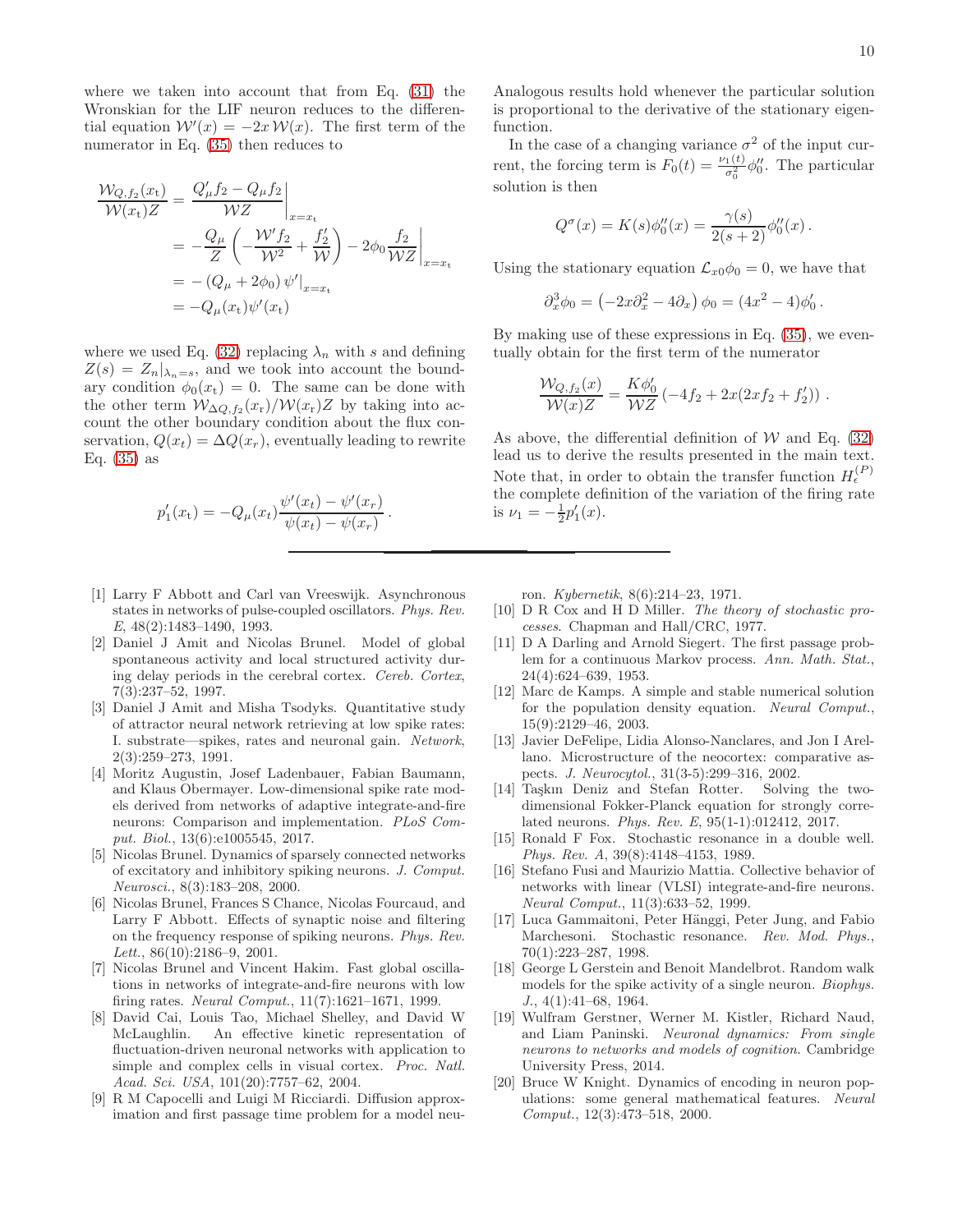where we taken into account that from Eq. (31) the Wronskian for the LIF neuron reduces to the differential equation $\mathcal{W}'(x) = -2x\,\mathcal{W}(x)$. The first term of the numerator in Eq. (35) then reduces to

$$
\begin{aligned}
\frac{\mathcal{W}_{Q,f_2}(x_\mathrm{t})}{\mathcal{W}(x_\mathrm{t})Z} &= \left.\frac{Q'_\mu f_2 - Q_\mu f_2}{\mathcal{W}Z}\right|_{x=x_\mathrm{t}} \\
&= -\frac{Q_\mu}{Z}\left(-\frac{\mathcal{W}' f_2}{\mathcal{W}^2} + \frac{f_2'}{\mathcal{W}}\right) - 2\phi_0 \left.\frac{f_2}{\mathcal{W}Z}\right|_{x=x_\mathrm{t}} \\
&= -\left(Q_\mu + 2\phi_0\right)\psi'\big|_{x=x_\mathrm{t}} \\
&= -Q_\mu(x_\mathrm{t})\psi'(x_\mathrm{t})
\end{aligned}
$$

where we used Eq. (32) replacing $\lambda_n$ with $s$ and defining $Z(s) = Z_n|_{\lambda_n = s}$, and we took into account the boundary condition $\phi_0(x_\mathrm{t}) = 0$. The same can be done with the other term $\mathcal{W}_{\Delta Q,f_2}(x_\mathrm{r})/\mathcal{W}(x_\mathrm{r})Z$ by taking into account the other boundary condition about the flux conservation, $Q(x_t) = \Delta Q(x_r)$, eventually leading to rewrite Eq. (35) as

$$
p_1'(x_\mathrm{t}) = -Q_\mu(x_t)\frac{\psi'(x_t) - \psi'(x_r)}{\psi(x_t) - \psi(x_r)}\,.
$$

Analogous results hold whenever the particular solution is proportional to the derivative of the stationary eigenfunction.

In the case of a changing variance $\sigma^2$ of the input current, the forcing term is $F_0(t) = \frac{\nu_1(t)}{\sigma_0^2}\phi_0''$. The particular solution is then

$$
Q^\sigma(x) = K(s)\phi_0''(x) = \frac{\gamma(s)}{2(s+2)}\phi_0''(x)\,.
$$

Using the stationary equation $\mathcal{L}_{x0}\phi_0 = 0$, we have that

$$
\partial_x^3\phi_0 = \left(-2x\partial_x^2 - 4\partial_x\right)\phi_0 = (4x^2 - 4)\phi_0'\,.
$$

By making use of these expressions in Eq. (35), we eventually obtain for the first term of the numerator

$$
\frac{\mathcal{W}_{Q,f_2}(x)}{\mathcal{W}(x)Z} = \frac{K\phi_0'}{\mathcal{W}Z}\left(-4f_2 + 2x(2xf_2 + f_2')\right)\,.
$$

As above, the differential definition of $\mathcal{W}$ and Eq. (32) lead us to derive the results presented in the main text. Note that, in order to obtain the transfer function $H_\epsilon^{(P)}$ the complete definition of the variation of the firing rate is $\nu_1 = -\frac{1}{2}p_1'(x)$.

---

[1] Larry F Abbott and Carl van Vreeswijk. Asynchronous states in networks of pulse-coupled oscillators. *Phys. Rev. E*, 48(2):1483–1490, 1993.

[2] Daniel J Amit and Nicolas Brunel. Model of global spontaneous activity and local structured activity during delay periods in the cerebral cortex. *Cereb. Cortex*, 7(3):237–52, 1997.

[3] Daniel J Amit and Misha Tsodyks. Quantitative study of attractor neural network retrieving at low spike rates: I. substrate—spikes, rates and neuronal gain. *Network*, 2(3):259–273, 1991.

[4] Moritz Augustin, Josef Ladenbauer, Fabian Baumann, and Klaus Obermayer. Low-dimensional spike rate models derived from networks of adaptive integrate-and-fire neurons: Comparison and implementation. *PLoS Comput. Biol.*, 13(6):e1005545, 2017.

[5] Nicolas Brunel. Dynamics of sparsely connected networks of excitatory and inhibitory spiking neurons. *J. Comput. Neurosci.*, 8(3):183–208, 2000.

[6] Nicolas Brunel, Frances S Chance, Nicolas Fourcaud, and Larry F Abbott. Effects of synaptic noise and filtering on the frequency response of spiking neurons. *Phys. Rev. Lett.*, 86(10):2186–9, 2001.

[7] Nicolas Brunel and Vincent Hakim. Fast global oscillations in networks of integrate-and-fire neurons with low firing rates. *Neural Comput.*, 11(7):1621–1671, 1999.

[8] David Cai, Louis Tao, Michael Shelley, and David W McLaughlin. An effective kinetic representation of fluctuation-driven neuronal networks with application to simple and complex cells in visual cortex. *Proc. Natl. Acad. Sci. USA*, 101(20):7757–62, 2004.

[9] R M Capocelli and Luigi M Ricciardi. Diffusion approximation and first passage time problem for a model neuron. *Kybernetik*, 8(6):214–23, 1971.

[10] D R Cox and H D Miller. *The theory of stochastic processes*. Chapman and Hall/CRC, 1977.

[11] D A Darling and Arnold Siegert. The first passage problem for a continuous Markov process. *Ann. Math. Stat.*, 24(4):624–639, 1953.

[12] Marc de Kamps. A simple and stable numerical solution for the population density equation. *Neural Comput.*, 15(9):2129–46, 2003.

[13] Javier DeFelipe, Lidia Alonso-Nanclares, and Jon I Arellano. Microstructure of the neocortex: comparative aspects. *J. Neurocytol.*, 31(3-5):299–316, 2002.

[14] Taşkın Deniz and Stefan Rotter. Solving the two-dimensional Fokker-Planck equation for strongly correlated neurons. *Phys. Rev. E*, 95(1-1):012412, 2017.

[15] Ronald F Fox. Stochastic resonance in a double well. *Phys. Rev. A*, 39(8):4148–4153, 1989.

[16] Stefano Fusi and Maurizio Mattia. Collective behavior of networks with linear (VLSI) integrate-and-fire neurons. *Neural Comput.*, 11(3):633–52, 1999.

[17] Luca Gammaitoni, Peter Hänggi, Peter Jung, and Fabio Marchesoni. Stochastic resonance. *Rev. Mod. Phys.*, 70(1):223–287, 1998.

[18] George L Gerstein and Benoit Mandelbrot. Random walk models for the spike activity of a single neuron. *Biophys. J.*, 4(1):41–68, 1964.

[19] Wulfram Gerstner, Werner M. Kistler, Richard Naud, and Liam Paninski. *Neuronal dynamics: From single neurons to networks and models of cognition*. Cambridge University Press, 2014.

[20] Bruce W Knight. Dynamics of encoding in neuron populations: some general mathematical features. *Neural Comput.*, 12(3):473–518, 2000.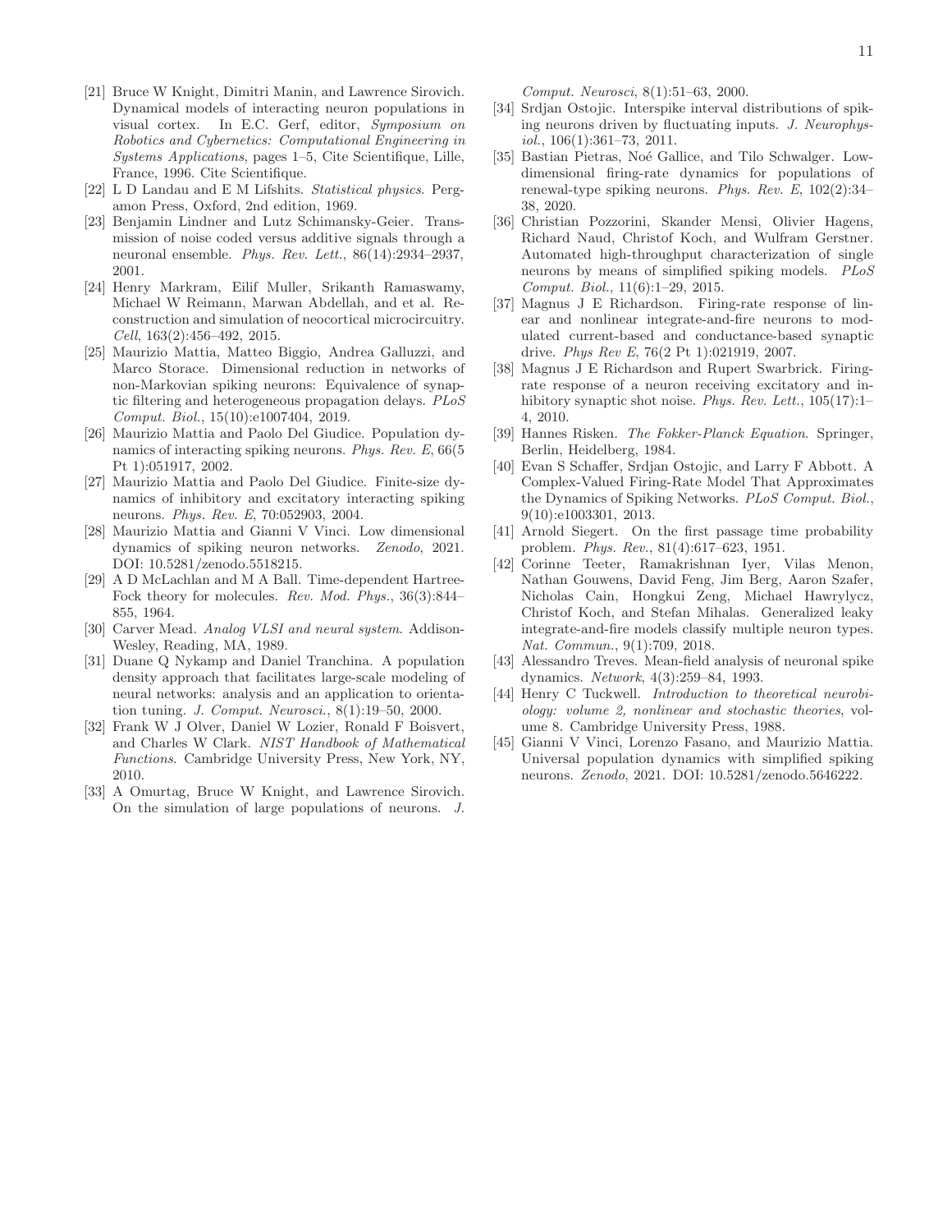- [21] Bruce W Knight, Dimitri Manin, and Lawrence Sirovich. Dynamical models of interacting neuron populations in visual cortex. In E.C. Gerf, editor, *Symposium on Robotics and Cybernetics: Computational Engineering in Systems Applications*, pages 1–5, Cite Scientifique, Lille, France, 1996. Cite Scientifique.
- [22] L D Landau and E M Lifshits. *Statistical physics*. Pergamon Press, Oxford, 2nd edition, 1969.
- [23] Benjamin Lindner and Lutz Schimansky-Geier. Transmission of noise coded versus additive signals through a neuronal ensemble. *Phys. Rev. Lett.*, 86(14):2934–2937, 2001.
- [24] Henry Markram, Eilif Muller, Srikanth Ramaswamy, Michael W Reimann, Marwan Abdellah, and et al. Reconstruction and simulation of neocortical microcircuitry. *Cell*, 163(2):456–492, 2015.
- [25] Maurizio Mattia, Matteo Biggio, Andrea Galluzzi, and Marco Storace. Dimensional reduction in networks of non-Markovian spiking neurons: Equivalence of synaptic filtering and heterogeneous propagation delays. *PLoS Comput. Biol.*, 15(10):e1007404, 2019.
- [26] Maurizio Mattia and Paolo Del Giudice. Population dynamics of interacting spiking neurons. *Phys. Rev. E*, 66(5 Pt 1):051917, 2002.
- [27] Maurizio Mattia and Paolo Del Giudice. Finite-size dynamics of inhibitory and excitatory interacting spiking neurons. *Phys. Rev. E*, 70:052903, 2004.
- [28] Maurizio Mattia and Gianni V Vinci. Low dimensional dynamics of spiking neuron networks. *Zenodo*, 2021. DOI: 10.5281/zenodo.5518215.
- [29] A D McLachlan and M A Ball. Time-dependent Hartree-Fock theory for molecules. *Rev. Mod. Phys.*, 36(3):844–855, 1964.
- [30] Carver Mead. *Analog VLSI and neural system*. Addison-Wesley, Reading, MA, 1989.
- [31] Duane Q Nykamp and Daniel Tranchina. A population density approach that facilitates large-scale modeling of neural networks: analysis and an application to orientation tuning. *J. Comput. Neurosci.*, 8(1):19–50, 2000.
- [32] Frank W J Olver, Daniel W Lozier, Ronald F Boisvert, and Charles W Clark. *NIST Handbook of Mathematical Functions*. Cambridge University Press, New York, NY, 2010.
- [33] A Omurtag, Bruce W Knight, and Lawrence Sirovich. On the simulation of large populations of neurons. *J. Comput. Neurosci*, 8(1):51–63, 2000.
- [34] Srdjan Ostojic. Interspike interval distributions of spiking neurons driven by fluctuating inputs. *J. Neurophysiol.*, 106(1):361–73, 2011.
- [35] Bastian Pietras, Noé Gallice, and Tilo Schwalger. Low-dimensional firing-rate dynamics for populations of renewal-type spiking neurons. *Phys. Rev. E*, 102(2):34–38, 2020.
- [36] Christian Pozzorini, Skander Mensi, Olivier Hagens, Richard Naud, Christof Koch, and Wulfram Gerstner. Automated high-throughput characterization of single neurons by means of simplified spiking models. *PLoS Comput. Biol.*, 11(6):1–29, 2015.
- [37] Magnus J E Richardson. Firing-rate response of linear and nonlinear integrate-and-fire neurons to modulated current-based and conductance-based synaptic drive. *Phys Rev E*, 76(2 Pt 1):021919, 2007.
- [38] Magnus J E Richardson and Rupert Swarbrick. Firing-rate response of a neuron receiving excitatory and inhibitory synaptic shot noise. *Phys. Rev. Lett.*, 105(17):1–4, 2010.
- [39] Hannes Risken. *The Fokker-Planck Equation*. Springer, Berlin, Heidelberg, 1984.
- [40] Evan S Schaffer, Srdjan Ostojic, and Larry F Abbott. A Complex-Valued Firing-Rate Model That Approximates the Dynamics of Spiking Networks. *PLoS Comput. Biol.*, 9(10):e1003301, 2013.
- [41] Arnold Siegert. On the first passage time probability problem. *Phys. Rev.*, 81(4):617–623, 1951.
- [42] Corinne Teeter, Ramakrishnan Iyer, Vilas Menon, Nathan Gouwens, David Feng, Jim Berg, Aaron Szafer, Nicholas Cain, Hongkui Zeng, Michael Hawrylycz, Christof Koch, and Stefan Mihalas. Generalized leaky integrate-and-fire models classify multiple neuron types. *Nat. Commun.*, 9(1):709, 2018.
- [43] Alessandro Treves. Mean-field analysis of neuronal spike dynamics. *Network*, 4(3):259–84, 1993.
- [44] Henry C Tuckwell. *Introduction to theoretical neurobiology: volume 2, nonlinear and stochastic theories*, volume 8. Cambridge University Press, 1988.
- [45] Gianni V Vinci, Lorenzo Fasano, and Maurizio Mattia. Universal population dynamics with simplified spiking neurons. *Zenodo*, 2021. DOI: 10.5281/zenodo.5646222.